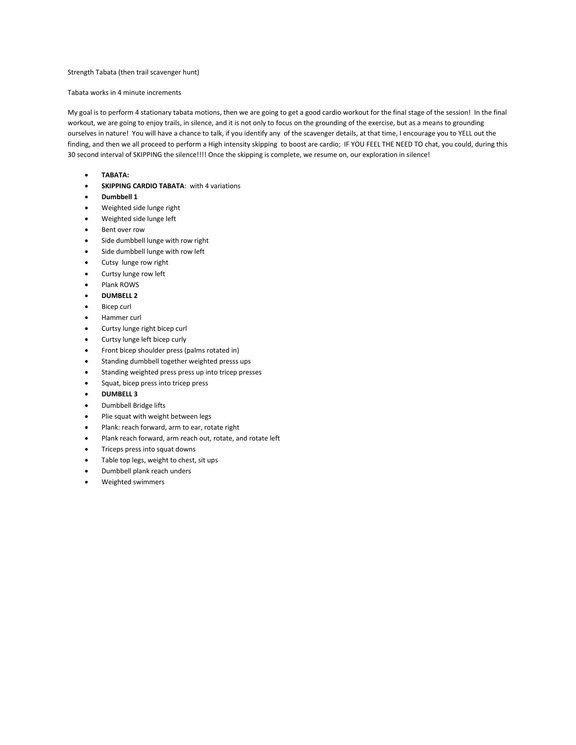Strength Tabata (then trail scavenger hunt)

Tabata works in 4 minute increments

My goal is to perform 4 stationary tabata motions, then we are going to get a good cardio workout for the final stage of the session! In the final workout, we are going to enjoy trails, in silence, and it is not only to focus on the grounding of the exercise, but as a means to grounding ourselves in nature! You will have a chance to talk, if you identify any of the scavenger details, at that time, I encourage you to YELL out the finding, and then we all proceed to perform a High intensity skipping to boost are cardio; IF YOU FEEL THE NEED TO chat, you could, during this 30 second interval of SKIPPING the silence!!!! Once the skipping is complete, we resume on, our exploration in silence!

- **TABATA:**
- **SKIPPING CARDIO TABATA**: with 4 variations
- **Dumbbell 1**
- Weighted side lunge right
- Weighted side lunge left
- Bent over row
- Side dumbbell lunge with row right
- Side dumbbell lunge with row left
- Cutsy lunge row right
- Curtsy lunge row left
- Plank ROWS
- **DUMBELL 2**
- Bicep curl
- Hammer curl
- Curtsy lunge right bicep curl
- Curtsy lunge left bicep curly
- Front bicep shoulder press (palms rotated in)
- Standing dumbbell together weighted presss ups
- Standing weighted press press up into tricep presses
- Squat, bicep press into tricep press
- **DUMBELL 3**
- Dumbbell Bridge lifts
- Plie squat with weight between legs
- Plank: reach forward, arm to ear, rotate right
- Plank reach forward, arm reach out, rotate, and rotate left
- Triceps press into squat downs
- Table top legs, weight to chest, sit ups
- Dumbbell plank reach unders
- Weighted swimmers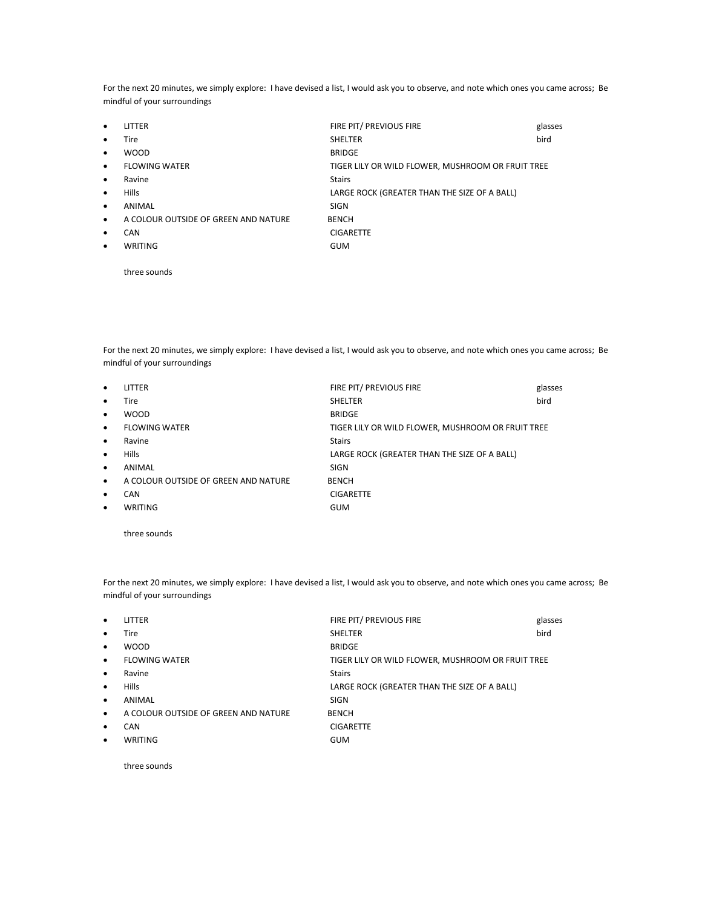For the next 20 minutes, we simply explore: I have devised a list, I would ask you to observe, and note which ones you came across; Be mindful of your surroundings

| | | |
|---|---|---|
| • LITTER | FIRE PIT/ PREVIOUS FIRE | glasses |
| • Tire | SHELTER | bird |
| • WOOD | BRIDGE | |
| • FLOWING WATER | TIGER LILY OR WILD FLOWER, MUSHROOM OR FRUIT TREE | |
| • Ravine | Stairs | |
| • Hills | LARGE ROCK (GREATER THAN THE SIZE OF A BALL) | |
| • ANIMAL | SIGN | |
| • A COLOUR OUTSIDE OF GREEN AND NATURE | BENCH | |
| • CAN | CIGARETTE | |
| • WRITING | GUM | |

three sounds

For the next 20 minutes, we simply explore: I have devised a list, I would ask you to observe, and note which ones you came across; Be mindful of your surroundings

| | | |
|---|---|---|
| • LITTER | FIRE PIT/ PREVIOUS FIRE | glasses |
| • Tire | SHELTER | bird |
| • WOOD | BRIDGE | |
| • FLOWING WATER | TIGER LILY OR WILD FLOWER, MUSHROOM OR FRUIT TREE | |
| • Ravine | Stairs | |
| • Hills | LARGE ROCK (GREATER THAN THE SIZE OF A BALL) | |
| • ANIMAL | SIGN | |
| • A COLOUR OUTSIDE OF GREEN AND NATURE | BENCH | |
| • CAN | CIGARETTE | |
| • WRITING | GUM | |

three sounds

For the next 20 minutes, we simply explore: I have devised a list, I would ask you to observe, and note which ones you came across; Be mindful of your surroundings

| | | |
|---|---|---|
| • LITTER | FIRE PIT/ PREVIOUS FIRE | glasses |
| • Tire | SHELTER | bird |
| • WOOD | BRIDGE | |
| • FLOWING WATER | TIGER LILY OR WILD FLOWER, MUSHROOM OR FRUIT TREE | |
| • Ravine | Stairs | |
| • Hills | LARGE ROCK (GREATER THAN THE SIZE OF A BALL) | |
| • ANIMAL | SIGN | |
| • A COLOUR OUTSIDE OF GREEN AND NATURE | BENCH | |
| • CAN | CIGARETTE | |
| • WRITING | GUM | |

three sounds